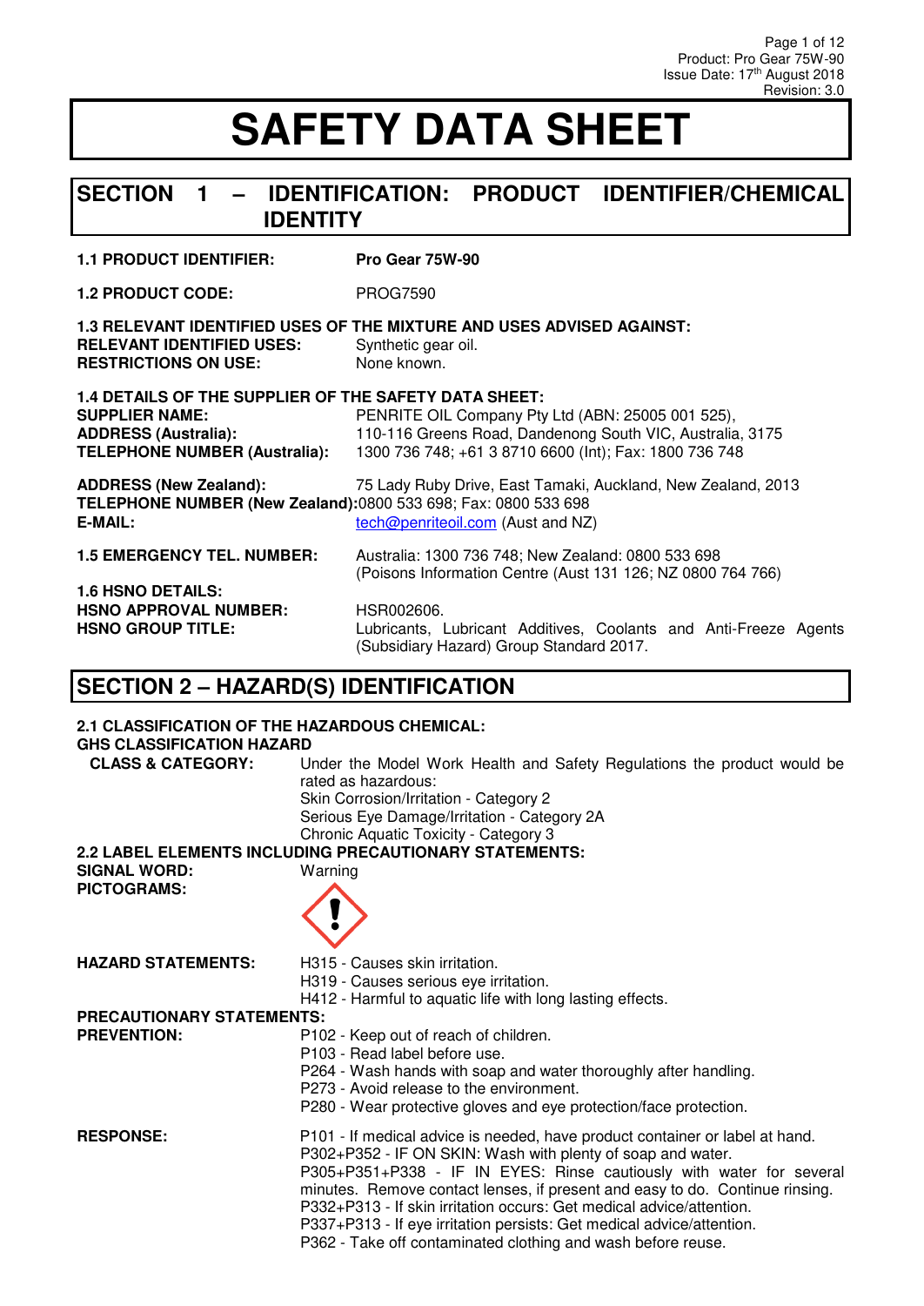# SAFETY DATA SHEET

## SECTION 1 – IDENTIFICATION: PRODUCT IDENTIFIER/CHEMICAL IDENTITY

**1.1 PRODUCT IDENTIFIER:** **Pro Gear 75W-90**

**1.2 PRODUCT CODE:** PROG7590

**1.3 RELEVANT IDENTIFIED USES OF THE MIXTURE AND USES ADVISED AGAINST:**
**RELEVANT IDENTIFIED USES:** Synthetic gear oil.
**RESTRICTIONS ON USE:** None known.

**1.4 DETAILS OF THE SUPPLIER OF THE SAFETY DATA SHEET:**
**SUPPLIER NAME:** PENRITE OIL Company Pty Ltd (ABN: 25005 001 525),
**ADDRESS (Australia):** 110-116 Greens Road, Dandenong South VIC, Australia, 3175
**TELEPHONE NUMBER (Australia):** 1300 736 748; +61 3 8710 6600 (Int); Fax: 1800 736 748

**ADDRESS (New Zealand):** 75 Lady Ruby Drive, East Tamaki, Auckland, New Zealand, 2013
**TELEPHONE NUMBER (New Zealand):** 0800 533 698; Fax: 0800 533 698
**E-MAIL:** tech@penriteoil.com (Aust and NZ)

**1.5 EMERGENCY TEL. NUMBER:** Australia: 1300 736 748; New Zealand: 0800 533 698 (Poisons Information Centre (Aust 131 126; NZ 0800 764 766)

**1.6 HSNO DETAILS:**
**HSNO APPROVAL NUMBER:** HSR002606.
**HSNO GROUP TITLE:** Lubricants, Lubricant Additives, Coolants and Anti-Freeze Agents (Subsidiary Hazard) Group Standard 2017.

## SECTION 2 – HAZARD(S) IDENTIFICATION

**2.1 CLASSIFICATION OF THE HAZARDOUS CHEMICAL:**
**GHS CLASSIFICATION HAZARD CLASS & CATEGORY:** Under the Model Work Health and Safety Regulations the product would be rated as hazardous:
Skin Corrosion/Irritation - Category 2
Serious Eye Damage/Irritation - Category 2A
Chronic Aquatic Toxicity - Category 3

**2.2 LABEL ELEMENTS INCLUDING PRECAUTIONARY STATEMENTS:**
**SIGNAL WORD:** Warning
**PICTOGRAMS:**

**HAZARD STATEMENTS:**
H315 - Causes skin irritation.
H319 - Causes serious eye irritation.
H412 - Harmful to aquatic life with long lasting effects.

**PRECAUTIONARY STATEMENTS:**

**PREVENTION:**
P102 - Keep out of reach of children.
P103 - Read label before use.
P264 - Wash hands with soap and water thoroughly after handling.
P273 - Avoid release to the environment.
P280 - Wear protective gloves and eye protection/face protection.

**RESPONSE:**
P101 - If medical advice is needed, have product container or label at hand.
P302+P352 - IF ON SKIN: Wash with plenty of soap and water.
P305+P351+P338 - IF IN EYES: Rinse cautiously with water for several minutes. Remove contact lenses, if present and easy to do. Continue rinsing.
P332+P313 - If skin irritation occurs: Get medical advice/attention.
P337+P313 - If eye irritation persists: Get medical advice/attention.
P362 - Take off contaminated clothing and wash before reuse.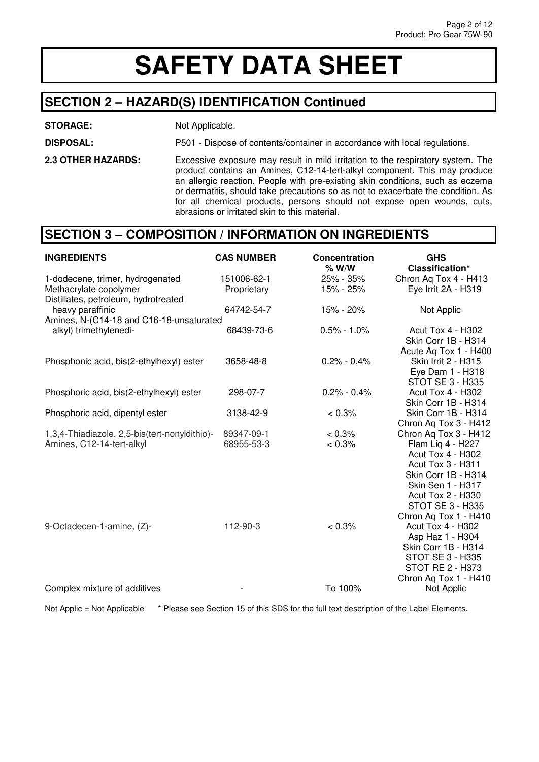# SAFETY DATA SHEET

## SECTION 2 – HAZARD(S) IDENTIFICATION Continued

**STORAGE:** Not Applicable.

**DISPOSAL:** P501 - Dispose of contents/container in accordance with local regulations.

**2.3 OTHER HAZARDS:** Excessive exposure may result in mild irritation to the respiratory system. The product contains an Amines, C12-14-tert-alkyl component. This may produce an allergic reaction. People with pre-existing skin conditions, such as eczema or dermatitis, should take precautions so as not to exacerbate the condition. As for all chemical products, persons should not expose open wounds, cuts, abrasions or irritated skin to this material.

## SECTION 3 – COMPOSITION / INFORMATION ON INGREDIENTS

| INGREDIENTS | CAS NUMBER | Concentration % W/W | GHS Classification* |
|---|---|---|---|
| 1-dodecene, trimer, hydrogenated | 151006-62-1 | 25% - 35% | Chron Aq Tox 4 - H413 |
| Methacrylate copolymer | Proprietary | 15% - 25% | Eye Irrit 2A - H319 |
| Distillates, petroleum, hydrotreated heavy paraffinic | 64742-54-7 | 15% - 20% | Not Applic |
| Amines, N-(C14-18 and C16-18-unsaturated alkyl) trimethylenedi- | 68439-73-6 | 0.5% - 1.0% | Acut Tox 4 - H302<br>Skin Corr 1B - H314<br>Acute Aq Tox 1 - H400 |
| Phosphonic acid, bis(2-ethylhexyl) ester | 3658-48-8 | 0.2% - 0.4% | Skin Irrit 2 - H315<br>Eye Dam 1 - H318<br>STOT SE 3 - H335 |
| Phosphoric acid, bis(2-ethylhexyl) ester | 298-07-7 | 0.2% - 0.4% | Acut Tox 4 - H302<br>Skin Corr 1B - H314 |
| Phosphoric acid, dipentyl ester | 3138-42-9 | < 0.3% | Skin Corr 1B - H314<br>Chron Aq Tox 3 - H412 |
| 1,3,4-Thiadiazole, 2,5-bis(tert-nonyldithio)- | 89347-09-1 | < 0.3% | Chron Aq Tox 3 - H412 |
| Amines, C12-14-tert-alkyl | 68955-53-3 | < 0.3% | Flam Liq 4 - H227<br>Acut Tox 4 - H302<br>Acut Tox 3 - H311<br>Skin Corr 1B - H314<br>Skin Sen 1 - H317<br>Acut Tox 2 - H330<br>STOT SE 3 - H335<br>Chron Aq Tox 1 - H410 |
| 9-Octadecen-1-amine, (Z)- | 112-90-3 | < 0.3% | Acut Tox 4 - H302<br>Asp Haz 1 - H304<br>Skin Corr 1B - H314<br>STOT SE 3 - H335<br>STOT RE 2 - H373<br>Chron Aq Tox 1 - H410 |
| Complex mixture of additives | - | To 100% | Not Applic |

Not Applic = Not Applicable   * Please see Section 15 of this SDS for the full text description of the Label Elements.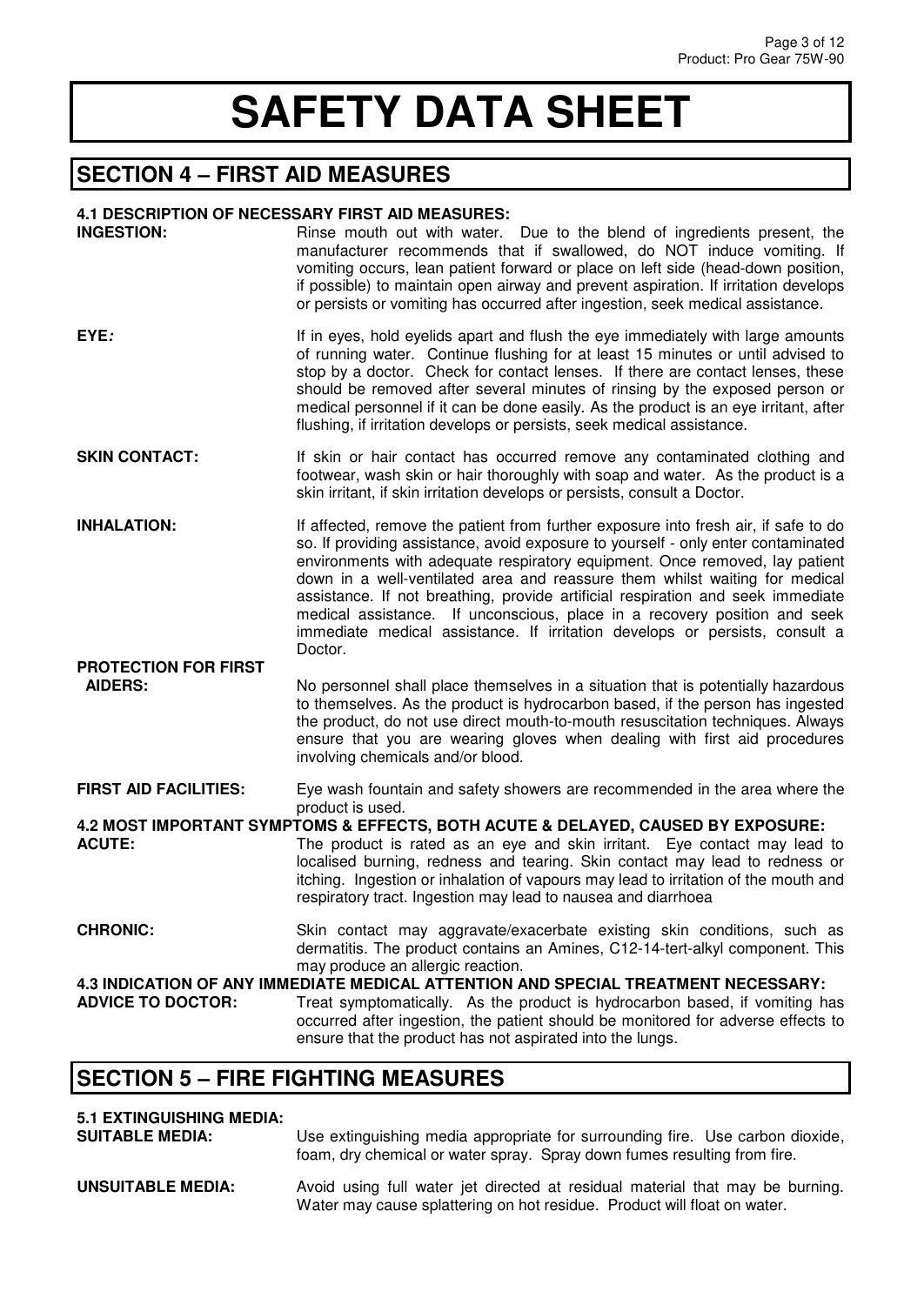# SAFETY DATA SHEET

## SECTION 4 – FIRST AID MEASURES

### 4.1 DESCRIPTION OF NECESSARY FIRST AID MEASURES:

**INGESTION:** Rinse mouth out with water. Due to the blend of ingredients present, the manufacturer recommends that if swallowed, do NOT induce vomiting. If vomiting occurs, lean patient forward or place on left side (head-down position, if possible) to maintain open airway and prevent aspiration. If irritation develops or persists or vomiting has occurred after ingestion, seek medical assistance.

**EYE*:*** If in eyes, hold eyelids apart and flush the eye immediately with large amounts of running water. Continue flushing for at least 15 minutes or until advised to stop by a doctor. Check for contact lenses. If there are contact lenses, these should be removed after several minutes of rinsing by the exposed person or medical personnel if it can be done easily. As the product is an eye irritant, after flushing, if irritation develops or persists, seek medical assistance.

**SKIN CONTACT:** If skin or hair contact has occurred remove any contaminated clothing and footwear, wash skin or hair thoroughly with soap and water. As the product is a skin irritant, if skin irritation develops or persists, consult a Doctor.

**INHALATION:** If affected, remove the patient from further exposure into fresh air, if safe to do so. If providing assistance, avoid exposure to yourself - only enter contaminated environments with adequate respiratory equipment. Once removed, lay patient down in a well-ventilated area and reassure them whilst waiting for medical assistance. If not breathing, provide artificial respiration and seek immediate medical assistance. If unconscious, place in a recovery position and seek immediate medical assistance. If irritation develops or persists, consult a Doctor.

**PROTECTION FOR FIRST AIDERS:** No personnel shall place themselves in a situation that is potentially hazardous to themselves. As the product is hydrocarbon based, if the person has ingested the product, do not use direct mouth-to-mouth resuscitation techniques. Always ensure that you are wearing gloves when dealing with first aid procedures involving chemicals and/or blood.

**FIRST AID FACILITIES:** Eye wash fountain and safety showers are recommended in the area where the product is used.

### 4.2 MOST IMPORTANT SYMPTOMS & EFFECTS, BOTH ACUTE & DELAYED, CAUSED BY EXPOSURE:

**ACUTE:** The product is rated as an eye and skin irritant. Eye contact may lead to localised burning, redness and tearing. Skin contact may lead to redness or itching. Ingestion or inhalation of vapours may lead to irritation of the mouth and respiratory tract. Ingestion may lead to nausea and diarrhoea

**CHRONIC:** Skin contact may aggravate/exacerbate existing skin conditions, such as dermatitis. The product contains an Amines, C12-14-tert-alkyl component. This may produce an allergic reaction.

### 4.3 INDICATION OF ANY IMMEDIATE MEDICAL ATTENTION AND SPECIAL TREATMENT NECESSARY:

**ADVICE TO DOCTOR:** Treat symptomatically. As the product is hydrocarbon based, if vomiting has occurred after ingestion, the patient should be monitored for adverse effects to ensure that the product has not aspirated into the lungs.

## SECTION 5 – FIRE FIGHTING MEASURES

### 5.1 EXTINGUISHING MEDIA:

**SUITABLE MEDIA:** Use extinguishing media appropriate for surrounding fire. Use carbon dioxide, foam, dry chemical or water spray. Spray down fumes resulting from fire.

**UNSUITABLE MEDIA:** Avoid using full water jet directed at residual material that may be burning. Water may cause splattering on hot residue. Product will float on water.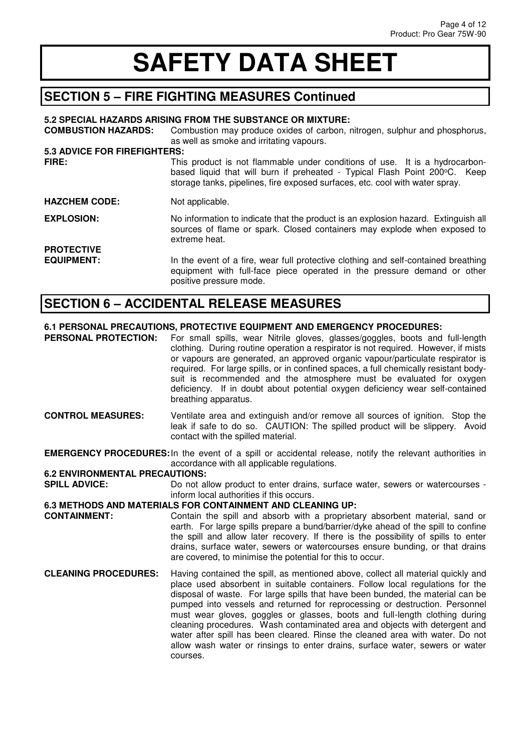# SAFETY DATA SHEET

## SECTION 5 – FIRE FIGHTING MEASURES Continued

**5.2 SPECIAL HAZARDS ARISING FROM THE SUBSTANCE OR MIXTURE:**

**COMBUSTION HAZARDS:** Combustion may produce oxides of carbon, nitrogen, sulphur and phosphorus, as well as smoke and irritating vapours.

**5.3 ADVICE FOR FIREFIGHTERS:**

**FIRE:** This product is not flammable under conditions of use. It is a hydrocarbon-based liquid that will burn if preheated - Typical Flash Point 200°C. Keep storage tanks, pipelines, fire exposed surfaces, etc. cool with water spray.

**HAZCHEM CODE:** Not applicable.

**EXPLOSION:** No information to indicate that the product is an explosion hazard. Extinguish all sources of flame or spark. Closed containers may explode when exposed to extreme heat.

**PROTECTIVE EQUIPMENT:** In the event of a fire, wear full protective clothing and self-contained breathing equipment with full-face piece operated in the pressure demand or other positive pressure mode.

## SECTION 6 – ACCIDENTAL RELEASE MEASURES

**6.1 PERSONAL PRECAUTIONS, PROTECTIVE EQUIPMENT AND EMERGENCY PROCEDURES:**

**PERSONAL PROTECTION:** For small spills, wear Nitrile gloves, glasses/goggles, boots and full-length clothing. During routine operation a respirator is not required. However, if mists or vapours are generated, an approved organic vapour/particulate respirator is required. For large spills, or in confined spaces, a full chemically resistant body-suit is recommended and the atmosphere must be evaluated for oxygen deficiency. If in doubt about potential oxygen deficiency wear self-contained breathing apparatus.

**CONTROL MEASURES:** Ventilate area and extinguish and/or remove all sources of ignition. Stop the leak if safe to do so. CAUTION: The spilled product will be slippery. Avoid contact with the spilled material.

**EMERGENCY PROCEDURES:** In the event of a spill or accidental release, notify the relevant authorities in accordance with all applicable regulations.

**6.2 ENVIRONMENTAL PRECAUTIONS:**

**SPILL ADVICE:** Do not allow product to enter drains, surface water, sewers or watercourses - inform local authorities if this occurs.

**6.3 METHODS AND MATERIALS FOR CONTAINMENT AND CLEANING UP:**

**CONTAINMENT:** Contain the spill and absorb with a proprietary absorbent material, sand or earth. For large spills prepare a bund/barrier/dyke ahead of the spill to confine the spill and allow later recovery. If there is the possibility of spills to enter drains, surface water, sewers or watercourses ensure bunding, or that drains are covered, to minimise the potential for this to occur.

**CLEANING PROCEDURES:** Having contained the spill, as mentioned above, collect all material quickly and place used absorbent in suitable containers. Follow local regulations for the disposal of waste. For large spills that have been bunded, the material can be pumped into vessels and returned for reprocessing or destruction. Personnel must wear gloves, goggles or glasses, boots and full-length clothing during cleaning procedures. Wash contaminated area and objects with detergent and water after spill has been cleared. Rinse the cleaned area with water. Do not allow wash water or rinsings to enter drains, surface water, sewers or water courses.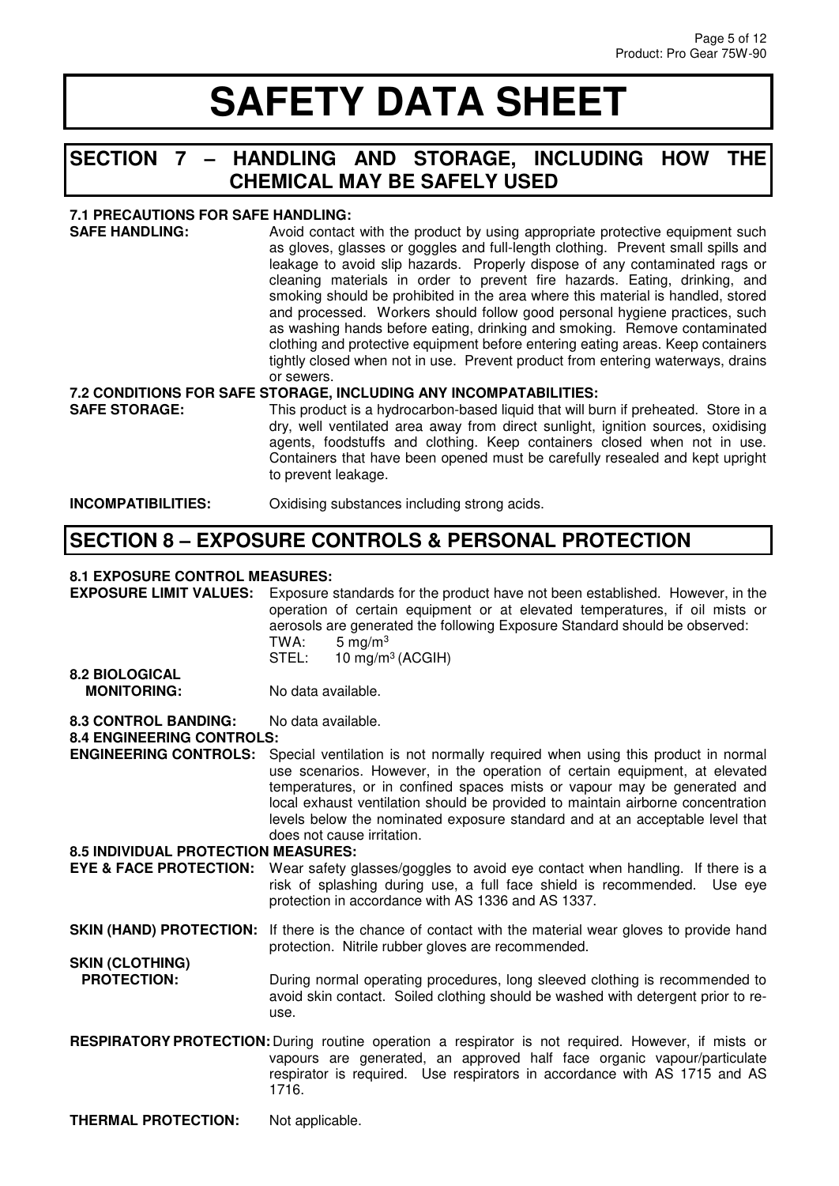# SAFETY DATA SHEET

## SECTION 7 – HANDLING AND STORAGE, INCLUDING HOW THE CHEMICAL MAY BE SAFELY USED

### 7.1 PRECAUTIONS FOR SAFE HANDLING:

**SAFE HANDLING:** Avoid contact with the product by using appropriate protective equipment such as gloves, glasses or goggles and full-length clothing. Prevent small spills and leakage to avoid slip hazards. Properly dispose of any contaminated rags or cleaning materials in order to prevent fire hazards. Eating, drinking, and smoking should be prohibited in the area where this material is handled, stored and processed. Workers should follow good personal hygiene practices, such as washing hands before eating, drinking and smoking. Remove contaminated clothing and protective equipment before entering eating areas. Keep containers tightly closed when not in use. Prevent product from entering waterways, drains or sewers.

### 7.2 CONDITIONS FOR SAFE STORAGE, INCLUDING ANY INCOMPATABILITIES:

**SAFE STORAGE:** This product is a hydrocarbon-based liquid that will burn if preheated. Store in a dry, well ventilated area away from direct sunlight, ignition sources, oxidising agents, foodstuffs and clothing. Keep containers closed when not in use. Containers that have been opened must be carefully resealed and kept upright to prevent leakage.

**INCOMPATIBILITIES:** Oxidising substances including strong acids.

## SECTION 8 – EXPOSURE CONTROLS & PERSONAL PROTECTION

### 8.1 EXPOSURE CONTROL MEASURES:

**EXPOSURE LIMIT VALUES:** Exposure standards for the product have not been established. However, in the operation of certain equipment or at elevated temperatures, if oil mists or aerosols are generated the following Exposure Standard should be observed:

TWA: 5 mg/m$^3$
STEL: 10 mg/m$^3$ (ACGIH)

### 8.2 BIOLOGICAL MONITORING:

No data available.

### 8.3 CONTROL BANDING:

No data available.

### 8.4 ENGINEERING CONTROLS:

**ENGINEERING CONTROLS:** Special ventilation is not normally required when using this product in normal use scenarios. However, in the operation of certain equipment, at elevated temperatures, or in confined spaces mists or vapour may be generated and local exhaust ventilation should be provided to maintain airborne concentration levels below the nominated exposure standard and at an acceptable level that does not cause irritation.

### 8.5 INDIVIDUAL PROTECTION MEASURES:

**EYE & FACE PROTECTION:** Wear safety glasses/goggles to avoid eye contact when handling. If there is a risk of splashing during use, a full face shield is recommended. Use eye protection in accordance with AS 1336 and AS 1337.

**SKIN (HAND) PROTECTION:** If there is the chance of contact with the material wear gloves to provide hand protection. Nitrile rubber gloves are recommended.

**SKIN (CLOTHING) PROTECTION:** During normal operating procedures, long sleeved clothing is recommended to avoid skin contact. Soiled clothing should be washed with detergent prior to re-use.

**RESPIRATORY PROTECTION:** During routine operation a respirator is not required. However, if mists or vapours are generated, an approved half face organic vapour/particulate respirator is required. Use respirators in accordance with AS 1715 and AS 1716.

**THERMAL PROTECTION:** Not applicable.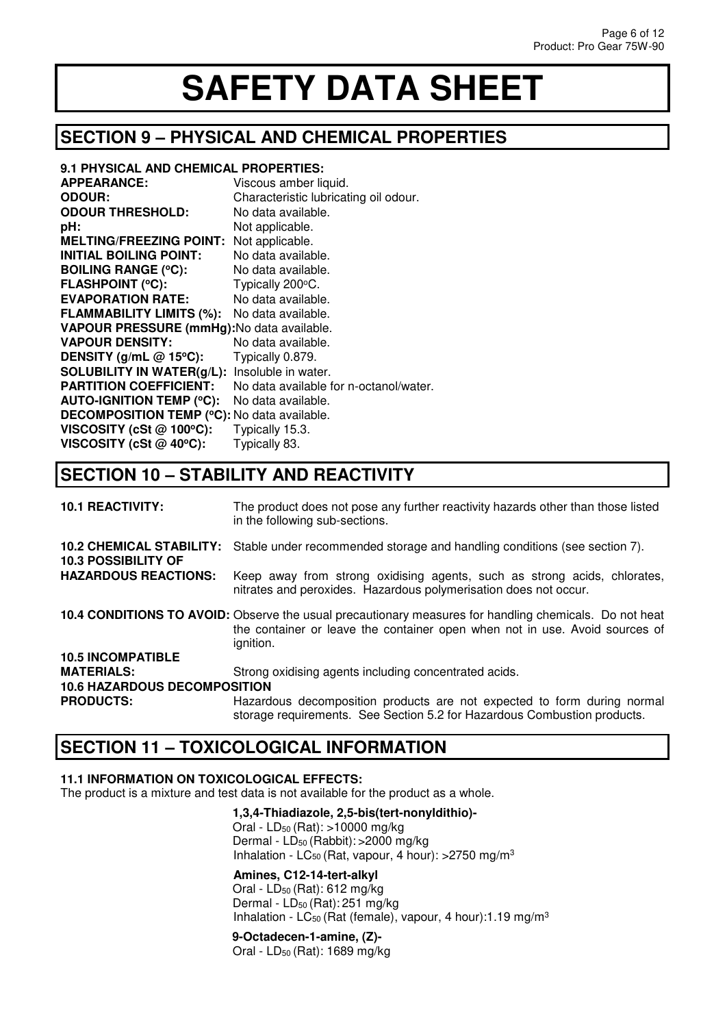# SAFETY DATA SHEET

## SECTION 9 – PHYSICAL AND CHEMICAL PROPERTIES

**9.1 PHYSICAL AND CHEMICAL PROPERTIES:**

**APPEARANCE:** Viscous amber liquid.
**ODOUR:** Characteristic lubricating oil odour.
**ODOUR THRESHOLD:** No data available.
**pH:** Not applicable.
**MELTING/FREEZING POINT:** Not applicable.
**INITIAL BOILING POINT:** No data available.
**BOILING RANGE (ºC):** No data available.
**FLASHPOINT (ºC):** Typically 200ºC.
**EVAPORATION RATE:** No data available.
**FLAMMABILITY LIMITS (%):** No data available.
**VAPOUR PRESSURE (mmHg):** No data available.
**VAPOUR DENSITY:** No data available.
**DENSITY (g/mL @ 15ºC):** Typically 0.879.
**SOLUBILITY IN WATER(g/L):** Insoluble in water.
**PARTITION COEFFICIENT:** No data available for n-octanol/water.
**AUTO-IGNITION TEMP (ºC):** No data available.
**DECOMPOSITION TEMP (ºC):** No data available.
**VISCOSITY (cSt @ 100ºC):** Typically 15.3.
**VISCOSITY (cSt @ 40ºC):** Typically 83.

## SECTION 10 – STABILITY AND REACTIVITY

**10.1 REACTIVITY:** The product does not pose any further reactivity hazards other than those listed in the following sub-sections.

**10.2 CHEMICAL STABILITY:** Stable under recommended storage and handling conditions (see section 7).

**10.3 POSSIBILITY OF HAZARDOUS REACTIONS:** Keep away from strong oxidising agents, such as strong acids, chlorates, nitrates and peroxides. Hazardous polymerisation does not occur.

**10.4 CONDITIONS TO AVOID:** Observe the usual precautionary measures for handling chemicals. Do not heat the container or leave the container open when not in use. Avoid sources of ignition.

**10.5 INCOMPATIBLE MATERIALS:** Strong oxidising agents including concentrated acids.

**10.6 HAZARDOUS DECOMPOSITION PRODUCTS:** Hazardous decomposition products are not expected to form during normal storage requirements. See Section 5.2 for Hazardous Combustion products.

## SECTION 11 – TOXICOLOGICAL INFORMATION

**11.1 INFORMATION ON TOXICOLOGICAL EFFECTS:**
The product is a mixture and test data is not available for the product as a whole.

**1,3,4-Thiadiazole, 2,5-bis(tert-nonyldithio)-**
Oral - $LD_{50}$ (Rat): >10000 mg/kg
Dermal - $LD_{50}$ (Rabbit): >2000 mg/kg
Inhalation - $LC_{50}$ (Rat, vapour, 4 hour): >2750 mg/$m^3$

**Amines, C12-14-tert-alkyl**
Oral - $LD_{50}$ (Rat): 612 mg/kg
Dermal - $LD_{50}$ (Rat): 251 mg/kg
Inhalation - $LC_{50}$ (Rat (female), vapour, 4 hour): 1.19 mg/$m^3$

**9-Octadecen-1-amine, (Z)-**
Oral - $LD_{50}$ (Rat): 1689 mg/kg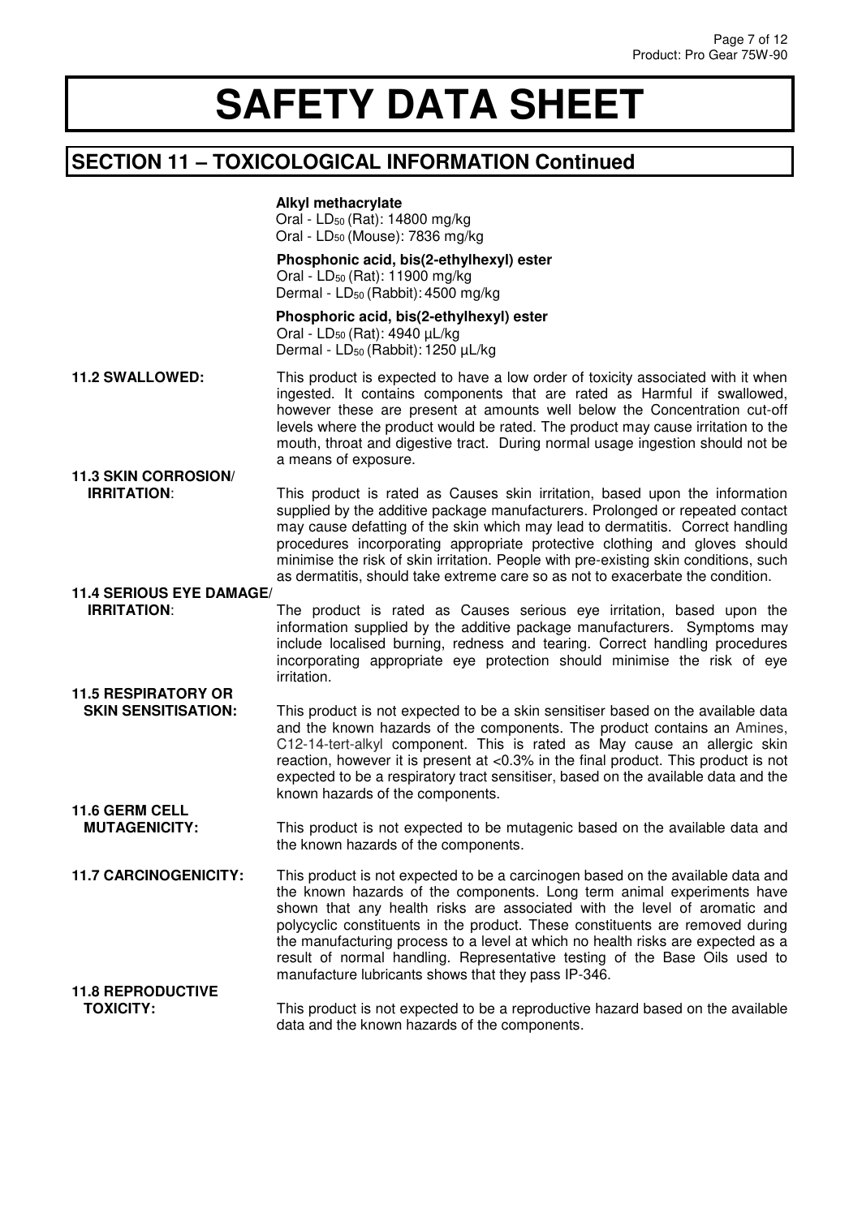# SAFETY DATA SHEET

## SECTION 11 – TOXICOLOGICAL INFORMATION Continued

**Alkyl methacrylate**
Oral - $LD_{50}$ (Rat): 14800 mg/kg
Oral - $LD_{50}$ (Mouse): 7836 mg/kg

**Phosphonic acid, bis(2-ethylhexyl) ester**
Oral - $LD_{50}$ (Rat): 11900 mg/kg
Dermal - $LD_{50}$ (Rabbit): 4500 mg/kg

**Phosphoric acid, bis(2-ethylhexyl) ester**
Oral - $LD_{50}$ (Rat): 4940 µL/kg
Dermal - $LD_{50}$ (Rabbit): 1250 µL/kg

**11.2 SWALLOWED:** This product is expected to have a low order of toxicity associated with it when ingested. It contains components that are rated as Harmful if swallowed, however these are present at amounts well below the Concentration cut-off levels where the product would be rated. The product may cause irritation to the mouth, throat and digestive tract. During normal usage ingestion should not be a means of exposure.

**11.3 SKIN CORROSION/ IRRITATION:** This product is rated as Causes skin irritation, based upon the information supplied by the additive package manufacturers. Prolonged or repeated contact may cause defatting of the skin which may lead to dermatitis. Correct handling procedures incorporating appropriate protective clothing and gloves should minimise the risk of skin irritation. People with pre-existing skin conditions, such as dermatitis, should take extreme care so as not to exacerbate the condition.

**11.4 SERIOUS EYE DAMAGE/ IRRITATION:** The product is rated as Causes serious eye irritation, based upon the information supplied by the additive package manufacturers. Symptoms may include localised burning, redness and tearing. Correct handling procedures incorporating appropriate eye protection should minimise the risk of eye irritation.

**11.5 RESPIRATORY OR SKIN SENSITISATION:** This product is not expected to be a skin sensitiser based on the available data and the known hazards of the components. The product contains an Amines, C12-14-tert-alkyl component. This is rated as May cause an allergic skin reaction, however it is present at <0.3% in the final product. This product is not expected to be a respiratory tract sensitiser, based on the available data and the known hazards of the components.

**11.6 GERM CELL MUTAGENICITY:** This product is not expected to be mutagenic based on the available data and the known hazards of the components.

**11.7 CARCINOGENICITY:** This product is not expected to be a carcinogen based on the available data and the known hazards of the components. Long term animal experiments have shown that any health risks are associated with the level of aromatic and polycyclic constituents in the product. These constituents are removed during the manufacturing process to a level at which no health risks are expected as a result of normal handling. Representative testing of the Base Oils used to manufacture lubricants shows that they pass IP-346.

**11.8 REPRODUCTIVE TOXICITY:** This product is not expected to be a reproductive hazard based on the available data and the known hazards of the components.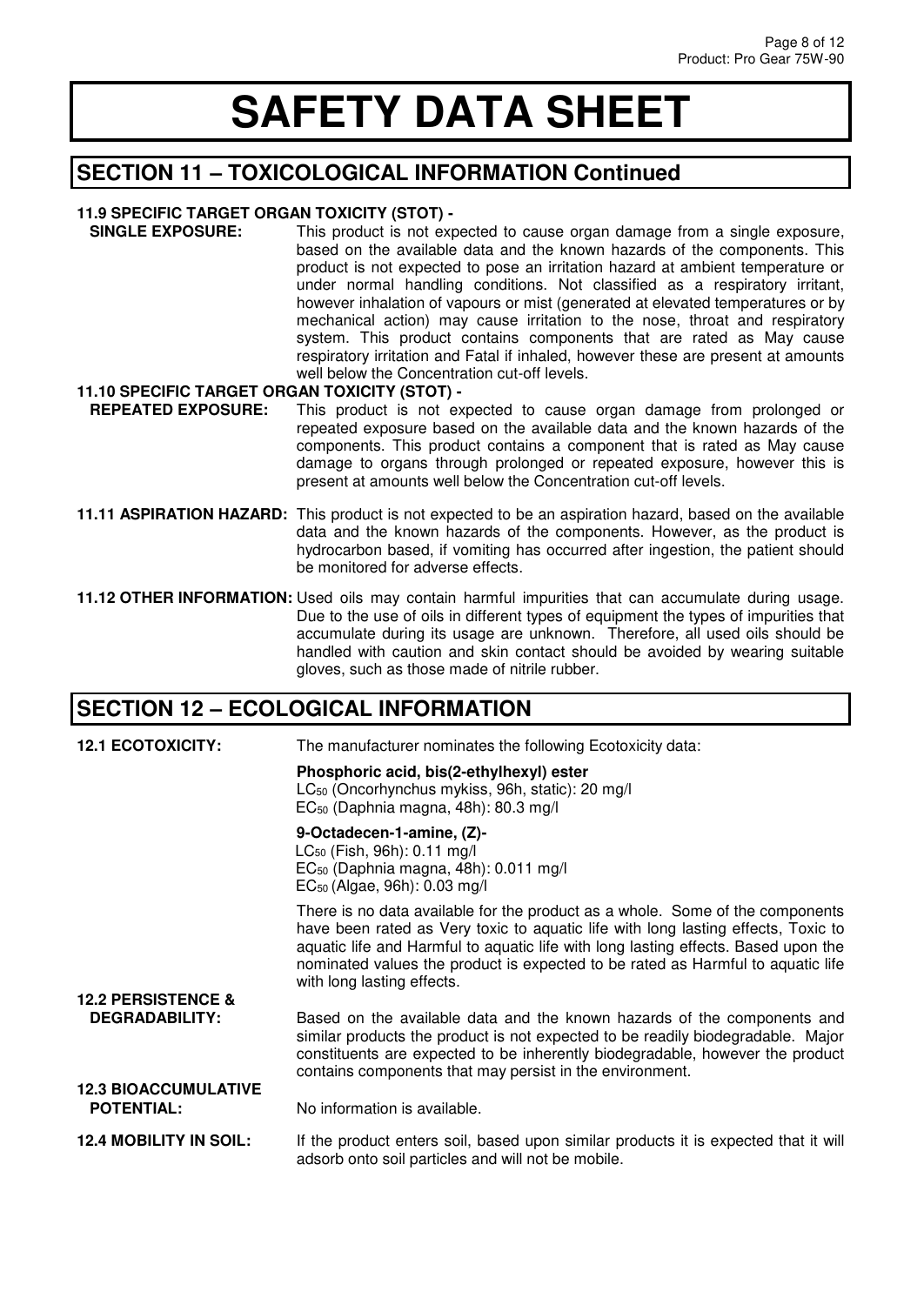# SAFETY DATA SHEET

## SECTION 11 – TOXICOLOGICAL INFORMATION Continued

**11.9 SPECIFIC TARGET ORGAN TOXICITY (STOT) - SINGLE EXPOSURE:** This product is not expected to cause organ damage from a single exposure, based on the available data and the known hazards of the components. This product is not expected to pose an irritation hazard at ambient temperature or under normal handling conditions. Not classified as a respiratory irritant, however inhalation of vapours or mist (generated at elevated temperatures or by mechanical action) may cause irritation to the nose, throat and respiratory system. This product contains components that are rated as May cause respiratory irritation and Fatal if inhaled, however these are present at amounts well below the Concentration cut-off levels.

**11.10 SPECIFIC TARGET ORGAN TOXICITY (STOT) - REPEATED EXPOSURE:** This product is not expected to cause organ damage from prolonged or repeated exposure based on the available data and the known hazards of the components. This product contains a component that is rated as May cause damage to organs through prolonged or repeated exposure, however this is present at amounts well below the Concentration cut-off levels.

**11.11 ASPIRATION HAZARD:** This product is not expected to be an aspiration hazard, based on the available data and the known hazards of the components. However, as the product is hydrocarbon based, if vomiting has occurred after ingestion, the patient should be monitored for adverse effects.

**11.12 OTHER INFORMATION:** Used oils may contain harmful impurities that can accumulate during usage. Due to the use of oils in different types of equipment the types of impurities that accumulate during its usage are unknown. Therefore, all used oils should be handled with caution and skin contact should be avoided by wearing suitable gloves, such as those made of nitrile rubber.

## SECTION 12 – ECOLOGICAL INFORMATION

**12.1 ECOTOXICITY:** The manufacturer nominates the following Ecotoxicity data:

**Phosphoric acid, bis(2-ethylhexyl) ester**
$LC_{50}$ (Oncorhynchus mykiss, 96h, static): 20 mg/l
$EC_{50}$ (Daphnia magna, 48h): 80.3 mg/l

**9-Octadecen-1-amine, (Z)-**
$LC_{50}$ (Fish, 96h): 0.11 mg/l
$EC_{50}$ (Daphnia magna, 48h): 0.011 mg/l
$EC_{50}$ (Algae, 96h): 0.03 mg/l

There is no data available for the product as a whole. Some of the components have been rated as Very toxic to aquatic life with long lasting effects, Toxic to aquatic life and Harmful to aquatic life with long lasting effects. Based upon the nominated values the product is expected to be rated as Harmful to aquatic life with long lasting effects.

**12.2 PERSISTENCE & DEGRADABILITY:** Based on the available data and the known hazards of the components and similar products the product is not expected to be readily biodegradable. Major constituents are expected to be inherently biodegradable, however the product contains components that may persist in the environment.

**12.3 BIOACCUMULATIVE POTENTIAL:** No information is available.

**12.4 MOBILITY IN SOIL:** If the product enters soil, based upon similar products it is expected that it will adsorb onto soil particles and will not be mobile.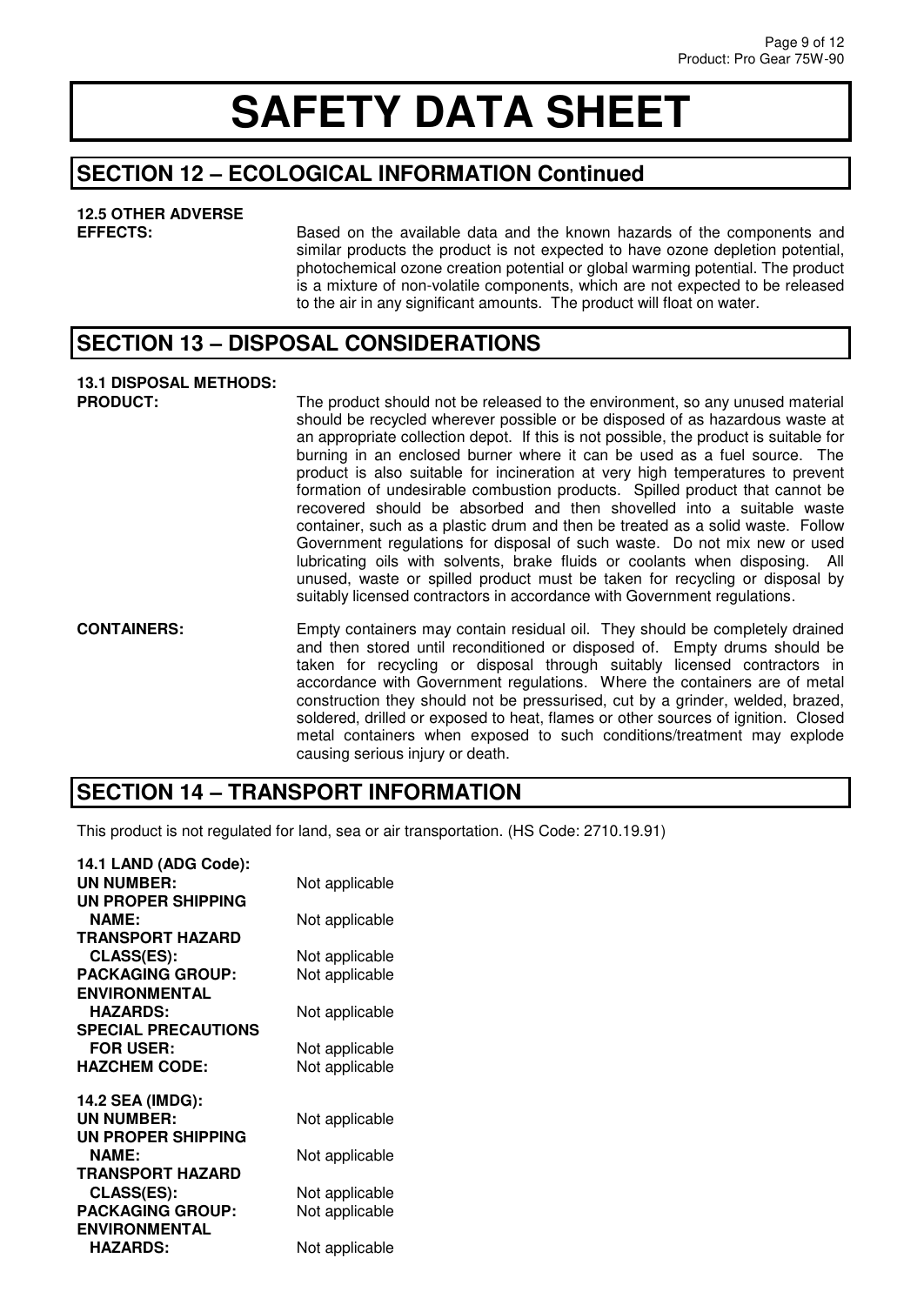# SAFETY DATA SHEET

## SECTION 12 – ECOLOGICAL INFORMATION Continued

**12.5 OTHER ADVERSE EFFECTS:** Based on the available data and the known hazards of the components and similar products the product is not expected to have ozone depletion potential, photochemical ozone creation potential or global warming potential. The product is a mixture of non-volatile components, which are not expected to be released to the air in any significant amounts. The product will float on water.

## SECTION 13 – DISPOSAL CONSIDERATIONS

**13.1 DISPOSAL METHODS:**

**PRODUCT:** The product should not be released to the environment, so any unused material should be recycled wherever possible or be disposed of as hazardous waste at an appropriate collection depot. If this is not possible, the product is suitable for burning in an enclosed burner where it can be used as a fuel source. The product is also suitable for incineration at very high temperatures to prevent formation of undesirable combustion products. Spilled product that cannot be recovered should be absorbed and then shovelled into a suitable waste container, such as a plastic drum and then be treated as a solid waste. Follow Government regulations for disposal of such waste. Do not mix new or used lubricating oils with solvents, brake fluids or coolants when disposing. All unused, waste or spilled product must be taken for recycling or disposal by suitably licensed contractors in accordance with Government regulations.

**CONTAINERS:** Empty containers may contain residual oil. They should be completely drained and then stored until reconditioned or disposed of. Empty drums should be taken for recycling or disposal through suitably licensed contractors in accordance with Government regulations. Where the containers are of metal construction they should not be pressurised, cut by a grinder, welded, brazed, soldered, drilled or exposed to heat, flames or other sources of ignition. Closed metal containers when exposed to such conditions/treatment may explode causing serious injury or death.

## SECTION 14 – TRANSPORT INFORMATION

This product is not regulated for land, sea or air transportation. (HS Code: 2710.19.91)

**14.1 LAND (ADG Code):**

**UN NUMBER:** Not applicable
**UN PROPER SHIPPING NAME:** Not applicable
**TRANSPORT HAZARD CLASS(ES):** Not applicable
**PACKAGING GROUP:** Not applicable
**ENVIRONMENTAL HAZARDS:** Not applicable
**SPECIAL PRECAUTIONS FOR USER:** Not applicable
**HAZCHEM CODE:** Not applicable

**14.2 SEA (IMDG):**

**UN NUMBER:** Not applicable
**UN PROPER SHIPPING NAME:** Not applicable
**TRANSPORT HAZARD CLASS(ES):** Not applicable
**PACKAGING GROUP:** Not applicable
**ENVIRONMENTAL HAZARDS:** Not applicable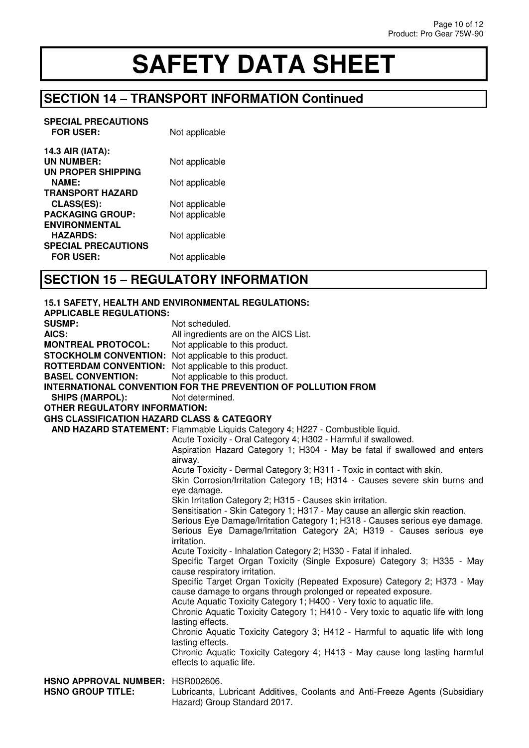# SAFETY DATA SHEET

## SECTION 14 – TRANSPORT INFORMATION Continued

**SPECIAL PRECAUTIONS FOR USER:** Not applicable

**14.3 AIR (IATA):**

**UN NUMBER:** Not applicable

**UN PROPER SHIPPING NAME:** Not applicable

**TRANSPORT HAZARD CLASS(ES):** Not applicable

**PACKAGING GROUP:** Not applicable

**ENVIRONMENTAL HAZARDS:** Not applicable

**SPECIAL PRECAUTIONS FOR USER:** Not applicable

## SECTION 15 – REGULATORY INFORMATION

**15.1 SAFETY, HEALTH AND ENVIRONMENTAL REGULATIONS:**

**APPLICABLE REGULATIONS:**

**SUSMP:** Not scheduled.

**AICS:** All ingredients are on the AICS List.

**MONTREAL PROTOCOL:** Not applicable to this product.

**STOCKHOLM CONVENTION:** Not applicable to this product.

**ROTTERDAM CONVENTION:** Not applicable to this product.

**BASEL CONVENTION:** Not applicable to this product.

**INTERNATIONAL CONVENTION FOR THE PREVENTION OF POLLUTION FROM SHIPS (MARPOL):** Not determined.

**OTHER REGULATORY INFORMATION:**

**GHS CLASSIFICATION HAZARD CLASS & CATEGORY AND HAZARD STATEMENT:**

Flammable Liquids Category 4; H227 - Combustible liquid.
Acute Toxicity - Oral Category 4; H302 - Harmful if swallowed.
Aspiration Hazard Category 1; H304 - May be fatal if swallowed and enters airway.
Acute Toxicity - Dermal Category 3; H311 - Toxic in contact with skin.
Skin Corrosion/Irritation Category 1B; H314 - Causes severe skin burns and eye damage.
Skin Irritation Category 2; H315 - Causes skin irritation.
Sensitisation - Skin Category 1; H317 - May cause an allergic skin reaction.
Serious Eye Damage/Irritation Category 1; H318 - Causes serious eye damage.
Serious Eye Damage/Irritation Category 2A; H319 - Causes serious eye irritation.
Acute Toxicity - Inhalation Category 2; H330 - Fatal if inhaled.
Specific Target Organ Toxicity (Single Exposure) Category 3; H335 - May cause respiratory irritation.
Specific Target Organ Toxicity (Repeated Exposure) Category 2; H373 - May cause damage to organs through prolonged or repeated exposure.
Acute Aquatic Toxicity Category 1; H400 - Very toxic to aquatic life.
Chronic Aquatic Toxicity Category 1; H410 - Very toxic to aquatic life with long lasting effects.
Chronic Aquatic Toxicity Category 3; H412 - Harmful to aquatic life with long lasting effects.
Chronic Aquatic Toxicity Category 4; H413 - May cause long lasting harmful effects to aquatic life.

**HSNO APPROVAL NUMBER:** HSR002606.

**HSNO GROUP TITLE:** Lubricants, Lubricant Additives, Coolants and Anti-Freeze Agents (Subsidiary Hazard) Group Standard 2017.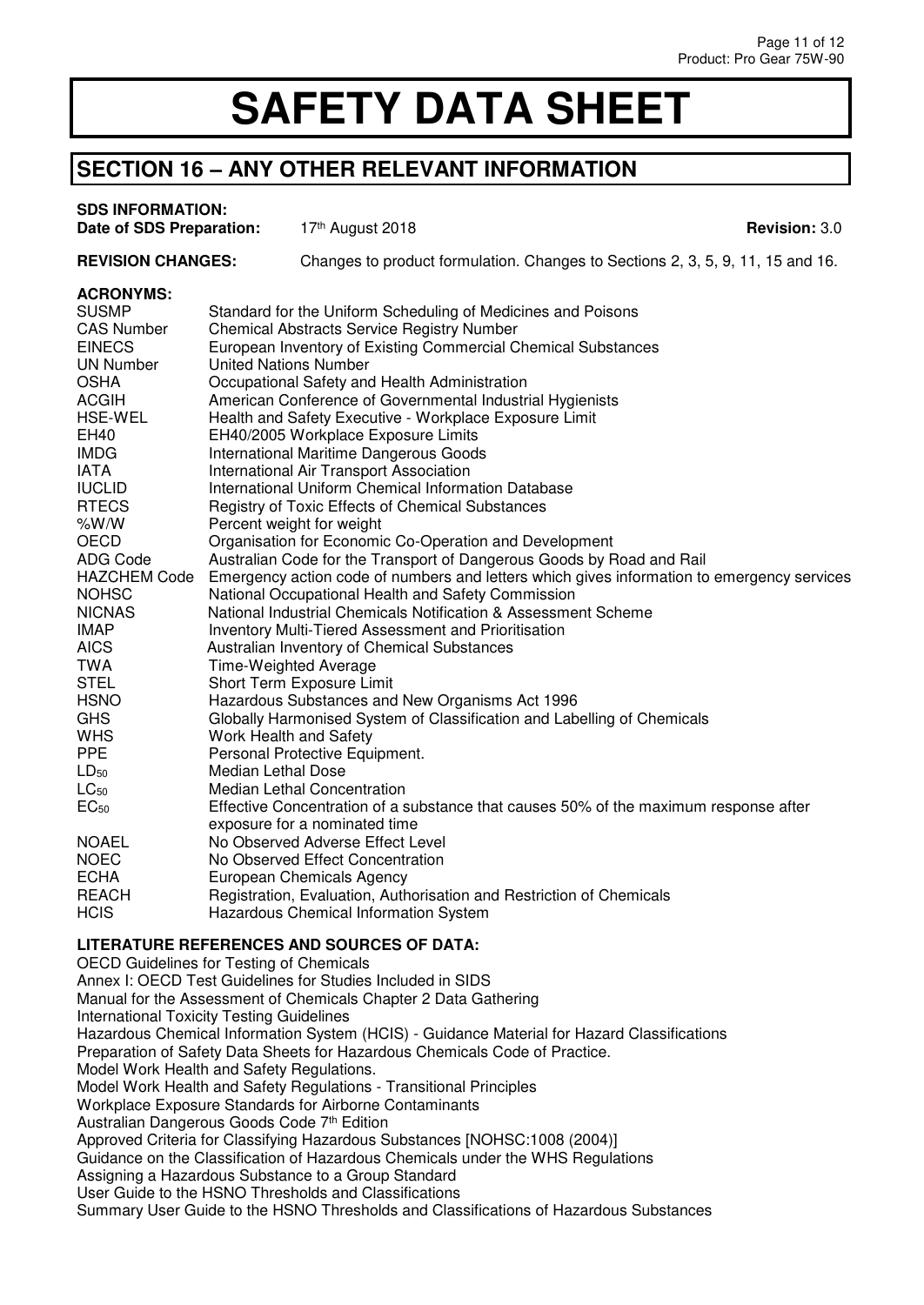// Page 11 of 12 — SDS for Pro Gear 75W-90, Section 16
# SAFETY DATA SHEET

## SECTION 16 – ANY OTHER RELEVANT INFORMATION

**SDS INFORMATION:**

**Date of SDS Preparation:** 17th August 2018 **Revision:** 3.0

**REVISION CHANGES:** Changes to product formulation. Changes to Sections 2, 3, 5, 9, 11, 15 and 16.

**ACRONYMS:**

| | |
|---|---|
| SUSMP | Standard for the Uniform Scheduling of Medicines and Poisons |
| CAS Number | Chemical Abstracts Service Registry Number |
| EINECS | European Inventory of Existing Commercial Chemical Substances |
| UN Number | United Nations Number |
| OSHA | Occupational Safety and Health Administration |
| ACGIH | American Conference of Governmental Industrial Hygienists |
| HSE-WEL | Health and Safety Executive - Workplace Exposure Limit |
| EH40 | EH40/2005 Workplace Exposure Limits |
| IMDG | International Maritime Dangerous Goods |
| IATA | International Air Transport Association |
| IUCLID | International Uniform Chemical Information Database |
| RTECS | Registry of Toxic Effects of Chemical Substances |
| %W/W | Percent weight for weight |
| OECD | Organisation for Economic Co-Operation and Development |
| ADG Code | Australian Code for the Transport of Dangerous Goods by Road and Rail |
| HAZCHEM Code | Emergency action code of numbers and letters which gives information to emergency services |
| NOHSC | National Occupational Health and Safety Commission |
| NICNAS | National Industrial Chemicals Notification & Assessment Scheme |
| IMAP | Inventory Multi-Tiered Assessment and Prioritisation |
| AICS | Australian Inventory of Chemical Substances |
| TWA | Time-Weighted Average |
| STEL | Short Term Exposure Limit |
| HSNO | Hazardous Substances and New Organisms Act 1996 |
| GHS | Globally Harmonised System of Classification and Labelling of Chemicals |
| WHS | Work Health and Safety |
| PPE | Personal Protective Equipment. |
| $LD_{50}$ | Median Lethal Dose |
| $LC_{50}$ | Median Lethal Concentration |
| $EC_{50}$ | Effective Concentration of a substance that causes 50% of the maximum response after exposure for a nominated time |
| NOAEL | No Observed Adverse Effect Level |
| NOEC | No Observed Effect Concentration |
| ECHA | European Chemicals Agency |
| REACH | Registration, Evaluation, Authorisation and Restriction of Chemicals |
| HCIS | Hazardous Chemical Information System |

**LITERATURE REFERENCES AND SOURCES OF DATA:**

OECD Guidelines for Testing of Chemicals
Annex I: OECD Test Guidelines for Studies Included in SIDS
Manual for the Assessment of Chemicals Chapter 2 Data Gathering
International Toxicity Testing Guidelines
Hazardous Chemical Information System (HCIS) - Guidance Material for Hazard Classifications
Preparation of Safety Data Sheets for Hazardous Chemicals Code of Practice.
Model Work Health and Safety Regulations.
Model Work Health and Safety Regulations - Transitional Principles
Workplace Exposure Standards for Airborne Contaminants
Australian Dangerous Goods Code 7th Edition
Approved Criteria for Classifying Hazardous Substances [NOHSC:1008 (2004)]
Guidance on the Classification of Hazardous Chemicals under the WHS Regulations
Assigning a Hazardous Substance to a Group Standard
User Guide to the HSNO Thresholds and Classifications
Summary User Guide to the HSNO Thresholds and Classifications of Hazardous Substances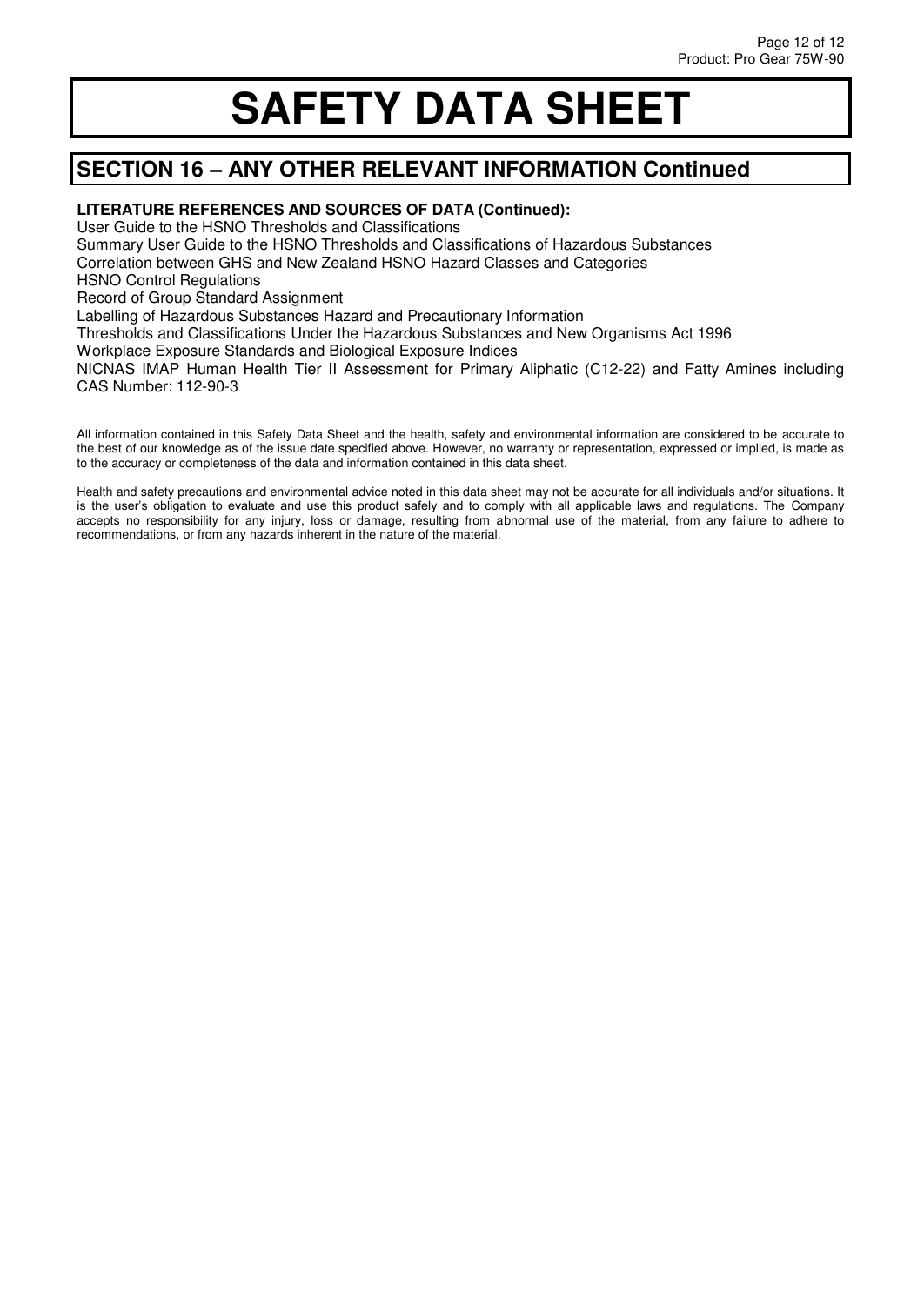# SAFETY DATA SHEET

## SECTION 16 – ANY OTHER RELEVANT INFORMATION Continued

**LITERATURE REFERENCES AND SOURCES OF DATA (Continued):**

User Guide to the HSNO Thresholds and Classifications
Summary User Guide to the HSNO Thresholds and Classifications of Hazardous Substances
Correlation between GHS and New Zealand HSNO Hazard Classes and Categories
HSNO Control Regulations
Record of Group Standard Assignment
Labelling of Hazardous Substances Hazard and Precautionary Information
Thresholds and Classifications Under the Hazardous Substances and New Organisms Act 1996
Workplace Exposure Standards and Biological Exposure Indices
NICNAS IMAP Human Health Tier II Assessment for Primary Aliphatic (C12-22) and Fatty Amines including CAS Number: 112-90-3

All information contained in this Safety Data Sheet and the health, safety and environmental information are considered to be accurate to the best of our knowledge as of the issue date specified above. However, no warranty or representation, expressed or implied, is made as to the accuracy or completeness of the data and information contained in this data sheet.

Health and safety precautions and environmental advice noted in this data sheet may not be accurate for all individuals and/or situations. It is the user's obligation to evaluate and use this product safely and to comply with all applicable laws and regulations. The Company accepts no responsibility for any injury, loss or damage, resulting from abnormal use of the material, from any failure to adhere to recommendations, or from any hazards inherent in the nature of the material.